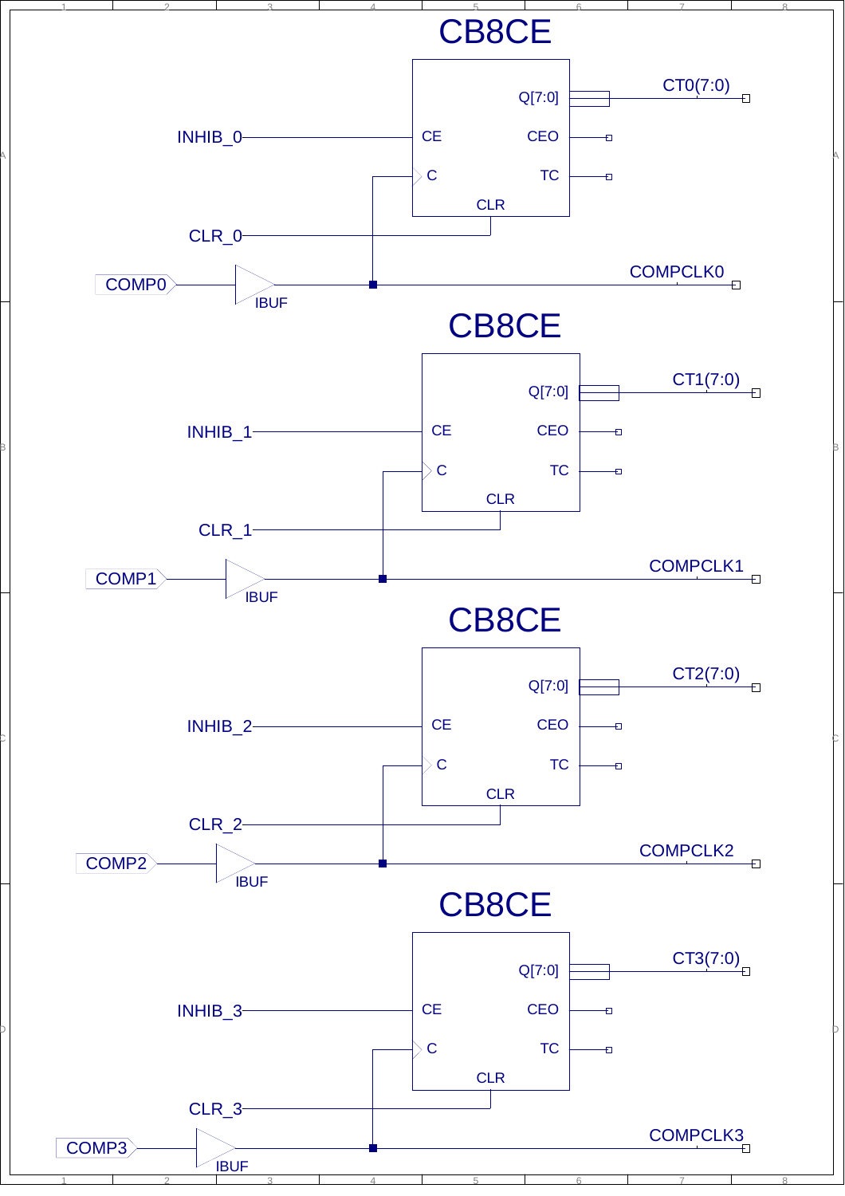CB8CE

CB8CE

CB8CE

CB8CE

INHIB_0
CE
C
CLR
Q[7:0]
CEO
TC
CT0(7:0)
CLR_0
COMP0
IBUF
COMPCLK0

INHIB_1
CE
C
CLR
Q[7:0]
CEO
TC
CT1(7:0)
CLR_1
COMP1
IBUF
COMPCLK1

INHIB_2
CE
C
CLR
Q[7:0]
CEO
TC
CT2(7:0)
CLR_2
COMP2
IBUF
COMPCLK2

INHIB_3
CE
C
CLR
Q[7:0]
CEO
TC
CT3(7:0)
CLR_3
COMP3
IBUF
COMPCLK3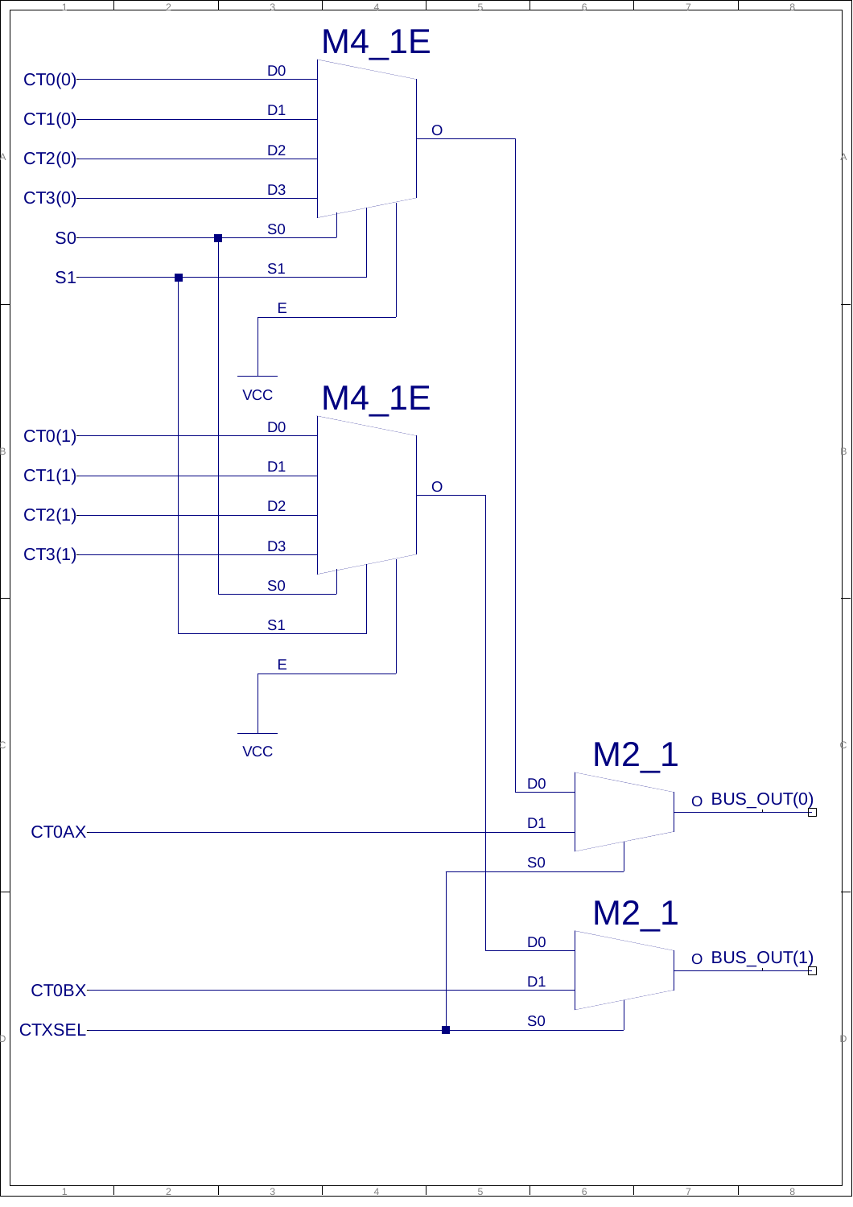M4_1E

CT0(0) D0
CT1(0) D1
CT2(0) D2
CT3(0) D3
S0 S0
S1 S1
E
VCC
O

M4_1E

CT0(1) D0
CT1(1) D1
CT2(1) D2
CT3(1) D3
S0
S1
E
VCC
O

M2_1

D0
CT0AX D1
S0
O BUS_OUT(0)

M2_1

D0
CT0BX D1
CTXSEL S0
O BUS_OUT(1)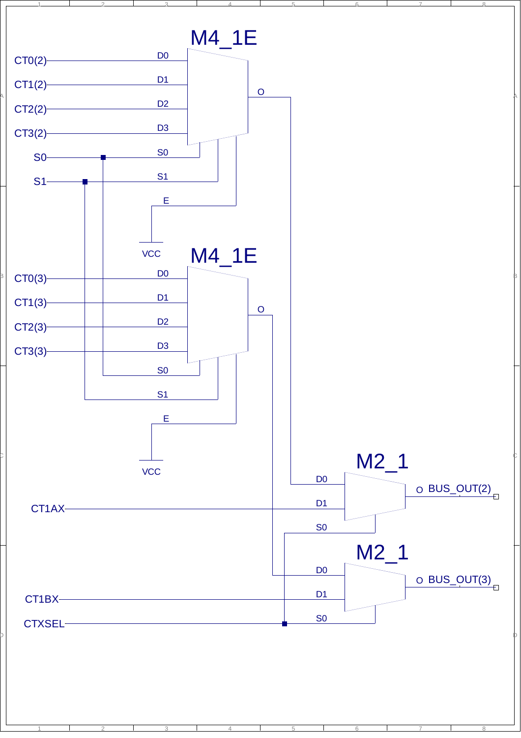M4_1E

CT0(2) D0
CT1(2) D1
CT2(2) D2
CT3(2) D3
S0 S0
S1 S1
E
VCC
O

M4_1E

CT0(3) D0
CT1(3) D1
CT2(3) D2
CT3(3) D3
S0
S1
E
VCC
O

M2_1

D0
CT1AX D1
S0
O BUS_OUT(2)

M2_1

D0
CT1BX D1
CTXSEL S0
O BUS_OUT(3)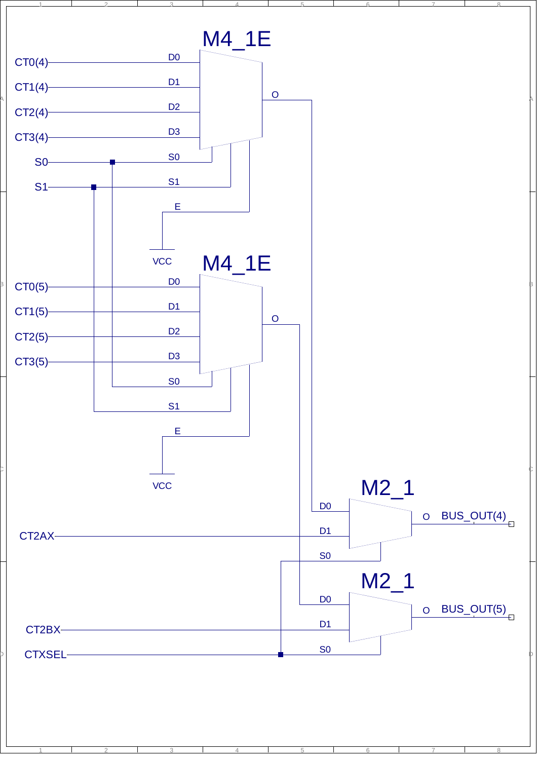M4_1E

CT0(4) D0
CT1(4) D1
CT2(4) D2
CT3(4) D3
S0 S0
S1 S1
E
VCC
O

M4_1E

CT0(5) D0
CT1(5) D1
CT2(5) D2
CT3(5) D3
S0
S1
E
VCC
O

M2_1

D0
CT2AX D1
S0
O BUS_OUT(4)

M2_1

D0
CT2BX D1
CTXSEL S0
O BUS_OUT(5)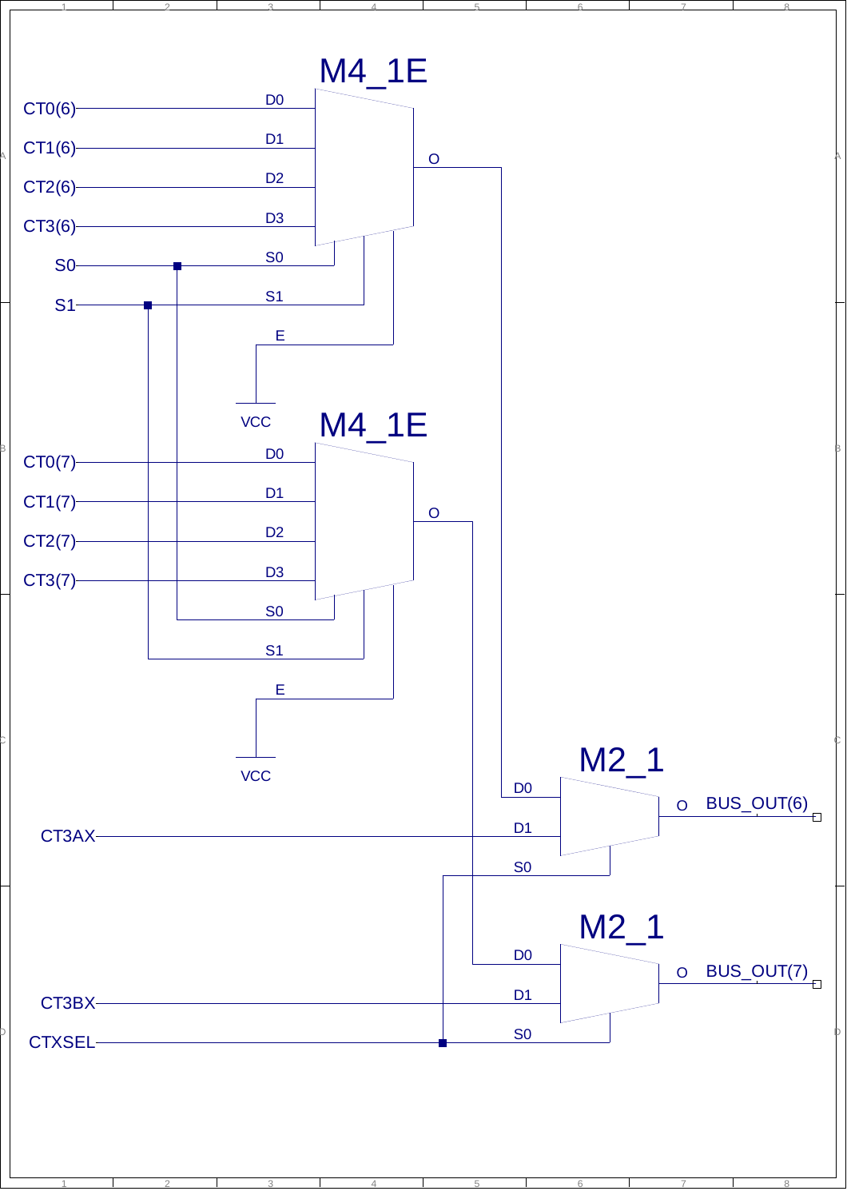M4_1E

CT0(6) D0
CT1(6) D1
CT2(6) D2
CT3(6) D3
S0 S0
S1 S1
E
VCC
O

M4_1E

CT0(7) D0
CT1(7) D1
CT2(7) D2
CT3(7) D3
S0
S1
E
VCC
O

M2_1

D0
CT3AX D1
S0
O BUS_OUT(6)

M2_1

D0
CT3BX D1
CTXSEL S0
O BUS_OUT(7)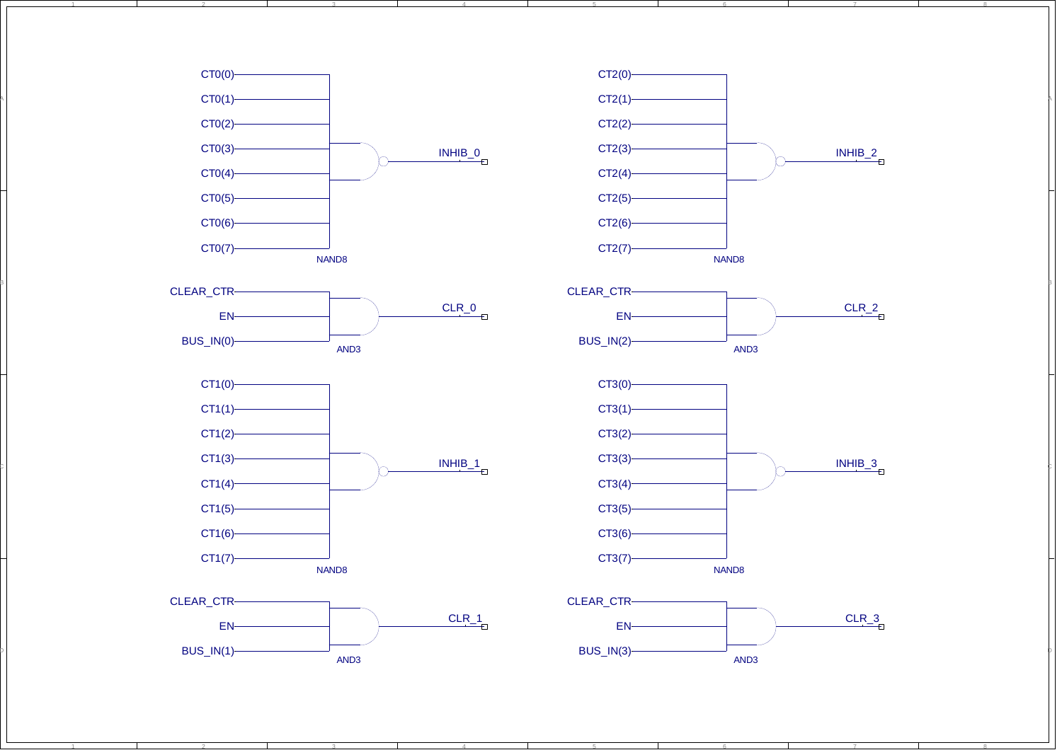CT0(0)
CT0(1)
CT0(2)
CT0(3)
CT0(4)
CT0(5)
CT0(6)
CT0(7)
NAND8
INHIB_0

CLEAR_CTR
EN
BUS_IN(0)
AND3
CLR_0

CT1(0)
CT1(1)
CT1(2)
CT1(3)
CT1(4)
CT1(5)
CT1(6)
CT1(7)
NAND8
INHIB_1

CLEAR_CTR
EN
BUS_IN(1)
AND3
CLR_1

CT2(0)
CT2(1)
CT2(2)
CT2(3)
CT2(4)
CT2(5)
CT2(6)
CT2(7)
NAND8
INHIB_2

CLEAR_CTR
EN
BUS_IN(2)
AND3
CLR_2

CT3(0)
CT3(1)
CT3(2)
CT3(3)
CT3(4)
CT3(5)
CT3(6)
CT3(7)
NAND8
INHIB_3

CLEAR_CTR
EN
BUS_IN(3)
AND3
CLR_3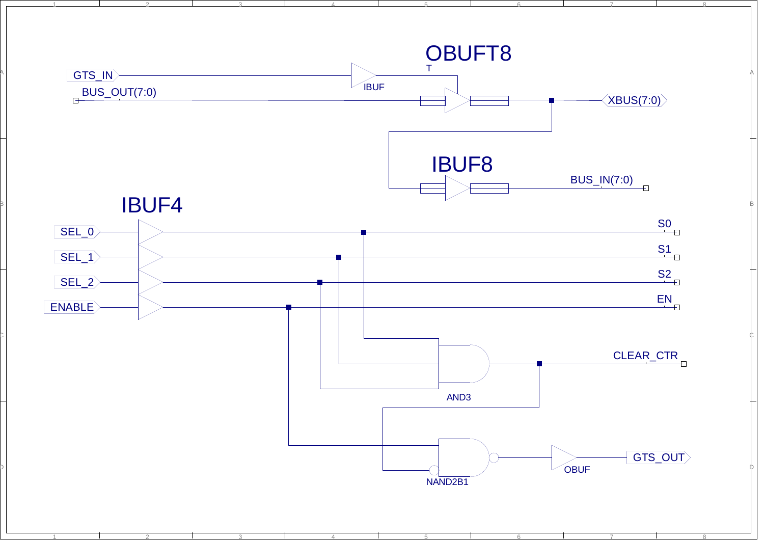OBUFT8

GTS_IN

IBUF

T

BUS_OUT(7:0)

XBUS(7:0)

IBUF8

BUS_IN(7:0)

IBUF4

SEL_0

S0

SEL_1

S1

SEL_2

S2

ENABLE

EN

CLEAR_CTR

AND3

NAND2B1

OBUF

GTS_OUT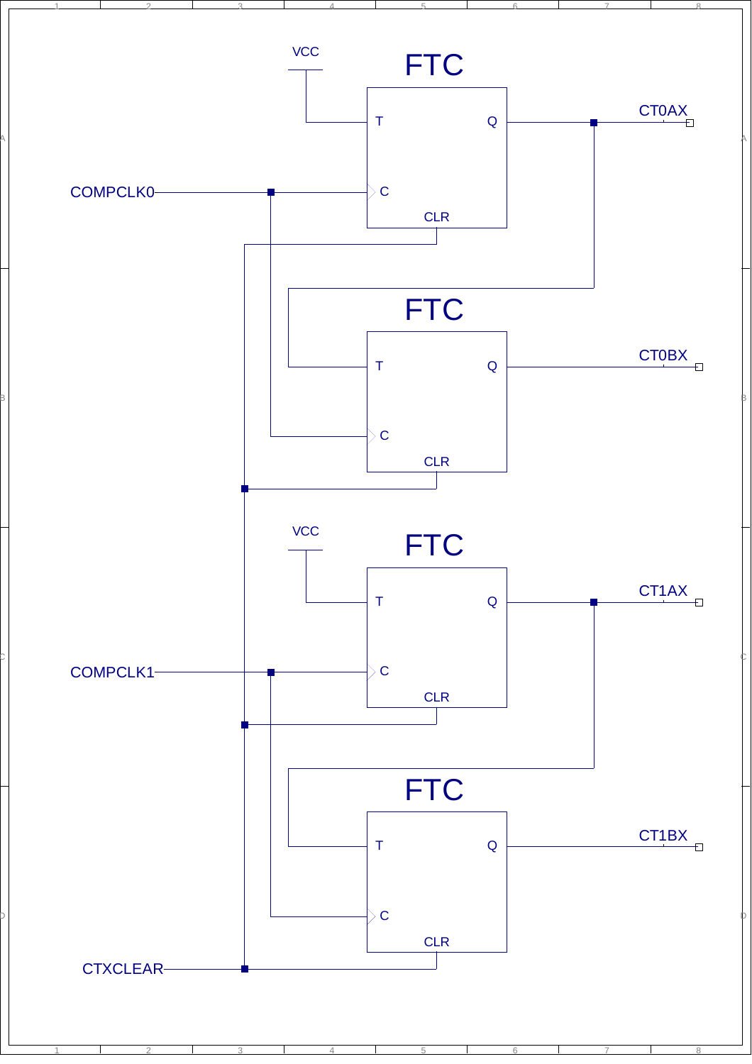VCC

FTC

T Q CT0AX

COMPCLK0 C

CLR

FTC

T Q CT0BX

C

CLR

VCC

FTC

T Q CT1AX

COMPCLK1 C

CLR

FTC

T Q CT1BX

C

CLR

CTXCLEAR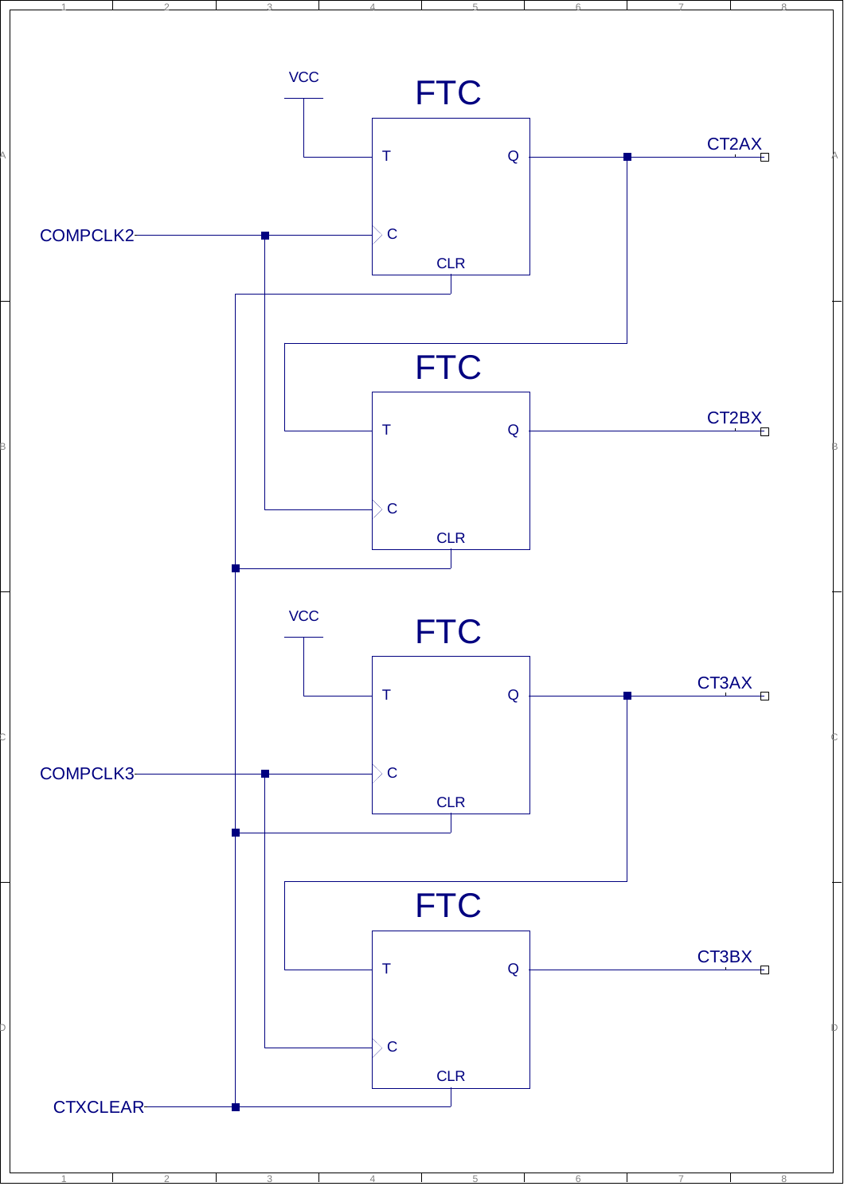VCC

FTC

T Q

C

CLR

CT2AX

COMPCLK2

FTC

T Q

C

CLR

CT2BX

VCC

FTC

T Q

C

CLR

CT3AX

COMPCLK3

FTC

T Q

C

CLR

CT3BX

CTXCLEAR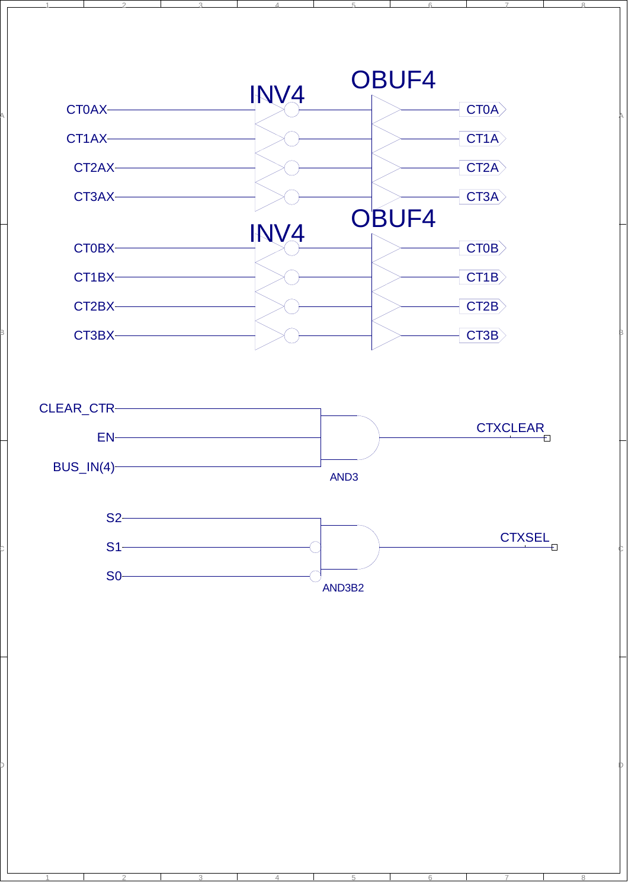INV4

OBUF4

CT0AX

CT1AX

CT2AX

CT3AX

CT0A

CT1A

CT2A

CT3A

INV4

OBUF4

CT0BX

CT1BX

CT2BX

CT3BX

CT0B

CT1B

CT2B

CT3B

CLEAR_CTR

EN

BUS_IN(4)

AND3

CTXCLEAR

S2

S1

S0

AND3B2

CTXSEL